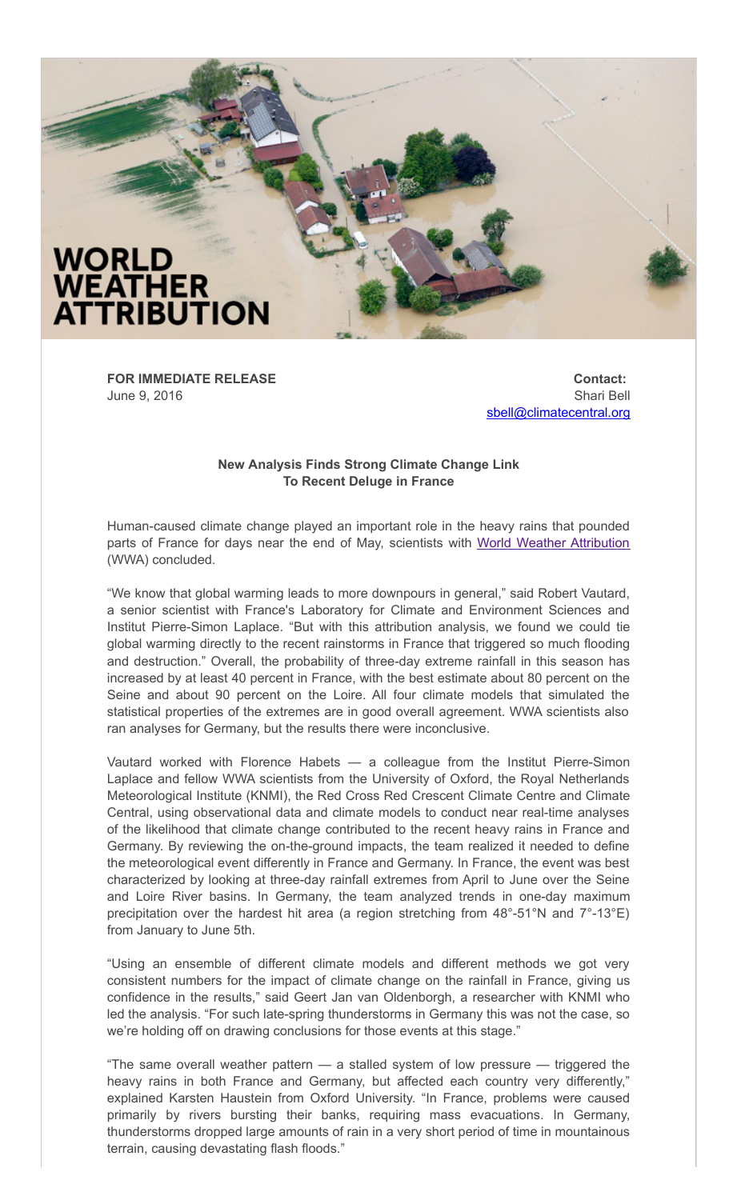# WORLD WEATHER ATTRIBUTION

**FOR IMMEDIATE RELEASE**
June 9, 2016

**Contact:**
Shari Bell
sbell@climatecentral.org

### New Analysis Finds Strong Climate Change Link To Recent Deluge in France

Human-caused climate change played an important role in the heavy rains that pounded parts of France for days near the end of May, scientists with World Weather Attribution (WWA) concluded.

"We know that global warming leads to more downpours in general," said Robert Vautard, a senior scientist with France's Laboratory for Climate and Environment Sciences and Institut Pierre-Simon Laplace. "But with this attribution analysis, we found we could tie global warming directly to the recent rainstorms in France that triggered so much flooding and destruction." Overall, the probability of three-day extreme rainfall in this season has increased by at least 40 percent in France, with the best estimate about 80 percent on the Seine and about 90 percent on the Loire. All four climate models that simulated the statistical properties of the extremes are in good overall agreement. WWA scientists also ran analyses for Germany, but the results there were inconclusive.

Vautard worked with Florence Habets — a colleague from the Institut Pierre-Simon Laplace and fellow WWA scientists from the University of Oxford, the Royal Netherlands Meteorological Institute (KNMI), the Red Cross Red Crescent Climate Centre and Climate Central, using observational data and climate models to conduct near real-time analyses of the likelihood that climate change contributed to the recent heavy rains in France and Germany. By reviewing the on-the-ground impacts, the team realized it needed to define the meteorological event differently in France and Germany. In France, the event was best characterized by looking at three-day rainfall extremes from April to June over the Seine and Loire River basins. In Germany, the team analyzed trends in one-day maximum precipitation over the hardest hit area (a region stretching from 48°-51°N and 7°-13°E) from January to June 5th.

"Using an ensemble of different climate models and different methods we got very consistent numbers for the impact of climate change on the rainfall in France, giving us confidence in the results," said Geert Jan van Oldenborgh, a researcher with KNMI who led the analysis. "For such late-spring thunderstorms in Germany this was not the case, so we're holding off on drawing conclusions for those events at this stage."

"The same overall weather pattern — a stalled system of low pressure — triggered the heavy rains in both France and Germany, but affected each country very differently," explained Karsten Haustein from Oxford University. "In France, problems were caused primarily by rivers bursting their banks, requiring mass evacuations. In Germany, thunderstorms dropped large amounts of rain in a very short period of time in mountainous terrain, causing devastating flash floods."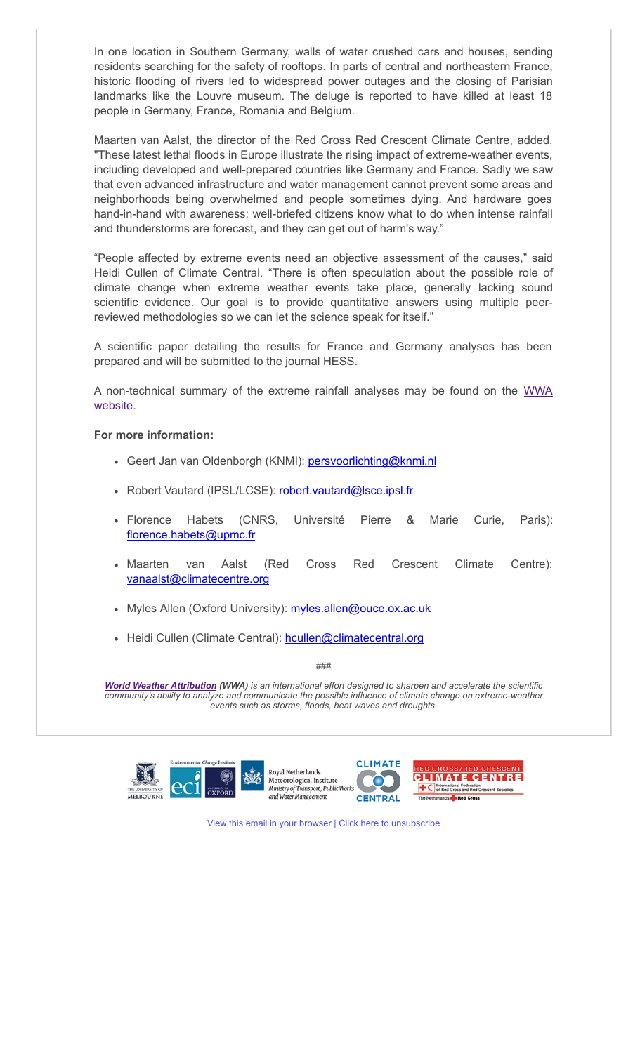In one location in Southern Germany, walls of water crushed cars and houses, sending residents searching for the safety of rooftops. In parts of central and northeastern France, historic flooding of rivers led to widespread power outages and the closing of Parisian landmarks like the Louvre museum. The deluge is reported to have killed at least 18 people in Germany, France, Romania and Belgium.

Maarten van Aalst, the director of the Red Cross Red Crescent Climate Centre, added, "These latest lethal floods in Europe illustrate the rising impact of extreme-weather events, including developed and well-prepared countries like Germany and France. Sadly we saw that even advanced infrastructure and water management cannot prevent some areas and neighborhoods being overwhelmed and people sometimes dying. And hardware goes hand-in-hand with awareness: well-briefed citizens know what to do when intense rainfall and thunderstorms are forecast, and they can get out of harm's way."

"People affected by extreme events need an objective assessment of the causes," said Heidi Cullen of Climate Central. "There is often speculation about the possible role of climate change when extreme weather events take place, generally lacking sound scientific evidence. Our goal is to provide quantitative answers using multiple peer-reviewed methodologies so we can let the science speak for itself."

A scientific paper detailing the results for France and Germany analyses has been prepared and will be submitted to the journal HESS.

A non-technical summary of the extreme rainfall analyses may be found on the WWA website.

**For more information:**

- Geert Jan van Oldenborgh (KNMI): persvoorlichting@knmi.nl
- Robert Vautard (IPSL/LCSE): robert.vautard@lsce.ipsl.fr
- Florence Habets (CNRS, Université Pierre & Marie Curie, Paris): florence.habets@upmc.fr
- Maarten van Aalst (Red Cross Red Crescent Climate Centre): vanaalst@climatecentre.org
- Myles Allen (Oxford University): myles.allen@ouce.ox.ac.uk
- Heidi Cullen (Climate Central): hcullen@climatecentral.org

###

***World Weather Attribution** (WWA) is an international effort designed to sharpen and accelerate the scientific community's ability to analyze and communicate the possible influence of climate change on extreme-weather events such as storms, floods, heat waves and droughts.*

View this email in your browser | Click here to unsubscribe